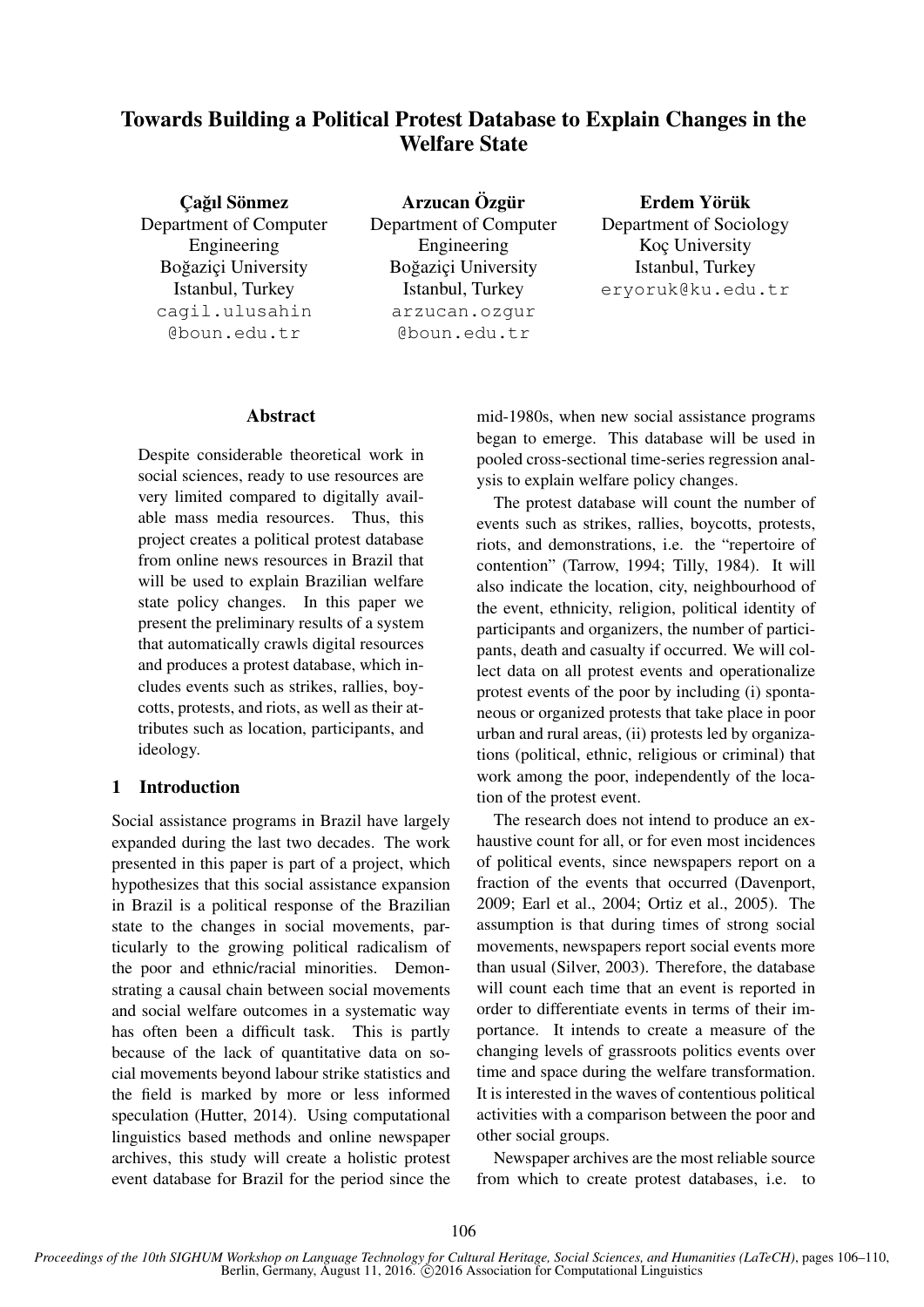# Towards Building a Political Protest Database to Explain Changes in the Welfare State

**Çağıl Sönmez**
Department of Computer Engineering
Boğaziçi University
Istanbul, Turkey
cagil.ulusahin@boun.edu.tr

**Arzucan Özgür**
Department of Computer Engineering
Boğaziçi University
Istanbul, Turkey
arzucan.ozgur@boun.edu.tr

**Erdem Yörük**
Department of Sociology
Koç University
Istanbul, Turkey
eryoruk@ku.edu.tr

## Abstract

Despite considerable theoretical work in social sciences, ready to use resources are very limited compared to digitally available mass media resources. Thus, this project creates a political protest database from online news resources in Brazil that will be used to explain Brazilian welfare state policy changes. In this paper we present the preliminary results of a system that automatically crawls digital resources and produces a protest database, which includes events such as strikes, rallies, boycotts, protests, and riots, as well as their attributes such as location, participants, and ideology.

## 1 Introduction

Social assistance programs in Brazil have largely expanded during the last two decades. The work presented in this paper is part of a project, which hypothesizes that this social assistance expansion in Brazil is a political response of the Brazilian state to the changes in social movements, particularly to the growing political radicalism of the poor and ethnic/racial minorities. Demonstrating a causal chain between social movements and social welfare outcomes in a systematic way has often been a difficult task. This is partly because of the lack of quantitative data on social movements beyond labour strike statistics and the field is marked by more or less informed speculation (Hutter, 2014). Using computational linguistics based methods and online newspaper archives, this study will create a holistic protest event database for Brazil for the period since the mid-1980s, when new social assistance programs began to emerge. This database will be used in pooled cross-sectional time-series regression analysis to explain welfare policy changes.

The protest database will count the number of events such as strikes, rallies, boycotts, protests, riots, and demonstrations, i.e. the "repertoire of contention" (Tarrow, 1994; Tilly, 1984). It will also indicate the location, city, neighbourhood of the event, ethnicity, religion, political identity of participants and organizers, the number of participants, death and casualty if occurred. We will collect data on all protest events and operationalize protest events of the poor by including (i) spontaneous or organized protests that take place in poor urban and rural areas, (ii) protests led by organizations (political, ethnic, religious or criminal) that work among the poor, independently of the location of the protest event.

The research does not intend to produce an exhaustive count for all, or for even most incidences of political events, since newspapers report on a fraction of the events that occurred (Davenport, 2009; Earl et al., 2004; Ortiz et al., 2005). The assumption is that during times of strong social movements, newspapers report social events more than usual (Silver, 2003). Therefore, the database will count each time that an event is reported in order to differentiate events in terms of their importance. It intends to create a measure of the changing levels of grassroots politics events over time and space during the welfare transformation. It is interested in the waves of contentious political activities with a comparison between the poor and other social groups.

Newspaper archives are the most reliable source from which to create protest databases, i.e. to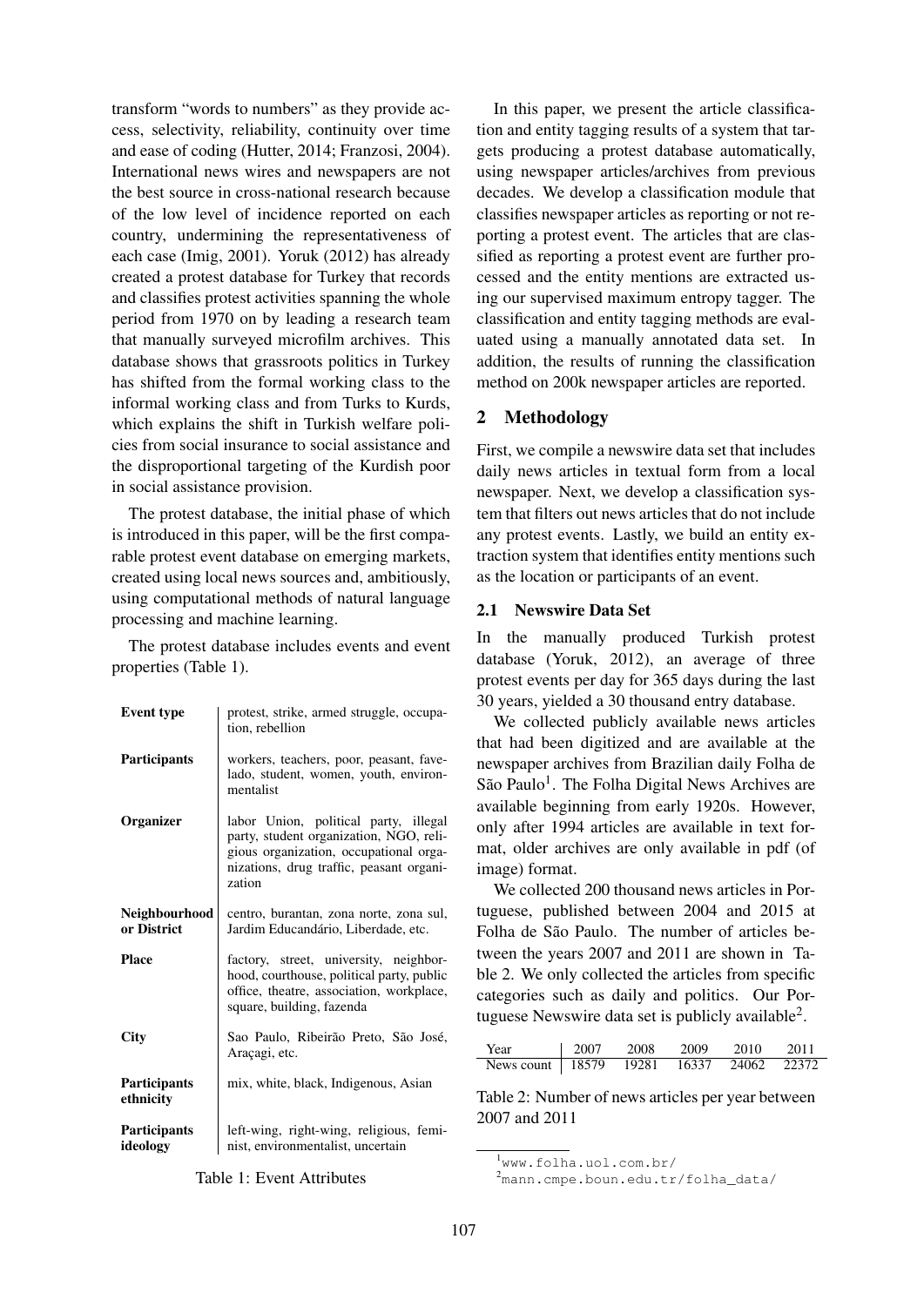transform "words to numbers" as they provide access, selectivity, reliability, continuity over time and ease of coding (Hutter, 2014; Franzosi, 2004). International news wires and newspapers are not the best source in cross-national research because of the low level of incidence reported on each country, undermining the representativeness of each case (Imig, 2001). Yoruk (2012) has already created a protest database for Turkey that records and classifies protest activities spanning the whole period from 1970 on by leading a research team that manually surveyed microfilm archives. This database shows that grassroots politics in Turkey has shifted from the formal working class to the informal working class and from Turks to Kurds, which explains the shift in Turkish welfare policies from social insurance to social assistance and the disproportional targeting of the Kurdish poor in social assistance provision.

The protest database, the initial phase of which is introduced in this paper, will be the first comparable protest event database on emerging markets, created using local news sources and, ambitiously, using computational methods of natural language processing and machine learning.

The protest database includes events and event properties (Table 1).

| | |
|---|---|
| **Event type** | protest, strike, armed struggle, occupation, rebellion |
| **Participants** | workers, teachers, poor, peasant, favelado, student, women, youth, environmentalist |
| **Organizer** | labor Union, political party, illegal party, student organization, NGO, religious organization, occupational organizations, drug traffic, peasant organization |
| **Neighbourhood or District** | centro, burantan, zona norte, zona sul, Jardim Educandário, Liberdade, etc. |
| **Place** | factory, street, university, neighborhood, courthouse, political party, public office, theatre, association, workplace, square, building, fazenda |
| **City** | Sao Paulo, Ribeirão Preto, São José, Araçagi, etc. |
| **Participants ethnicity** | mix, white, black, Indigenous, Asian |
| **Participants ideology** | left-wing, right-wing, religious, feminist, environmentalist, uncertain |

Table 1: Event Attributes

In this paper, we present the article classification and entity tagging results of a system that targets producing a protest database automatically, using newspaper articles/archives from previous decades. We develop a classification module that classifies newspaper articles as reporting or not reporting a protest event. The articles that are classified as reporting a protest event are further processed and the entity mentions are extracted using our supervised maximum entropy tagger. The classification and entity tagging methods are evaluated using a manually annotated data set. In addition, the results of running the classification method on 200k newspaper articles are reported.

## 2 Methodology

First, we compile a newswire data set that includes daily news articles in textual form from a local newspaper. Next, we develop a classification system that filters out news articles that do not include any protest events. Lastly, we build an entity extraction system that identifies entity mentions such as the location or participants of an event.

### 2.1 Newswire Data Set

In the manually produced Turkish protest database (Yoruk, 2012), an average of three protest events per day for 365 days during the last 30 years, yielded a 30 thousand entry database.

We collected publicly available news articles that had been digitized and are available at the newspaper archives from Brazilian daily Folha de São Paulo[1]. The Folha Digital News Archives are available beginning from early 1920s. However, only after 1994 articles are available in text format, older archives are only available in pdf (of image) format.

We collected 200 thousand news articles in Portuguese, published between 2004 and 2015 at Folha de São Paulo. The number of articles between the years 2007 and 2011 are shown in Table 2. We only collected the articles from specific categories such as daily and politics. Our Portuguese Newswire data set is publicly available[2].

| Year | 2007 | 2008 | 2009 | 2010 | 2011 |
|---|---|---|---|---|---|
| News count | 18579 | 19281 | 16337 | 24062 | 22372 |

Table 2: Number of news articles per year between 2007 and 2011

[1] www.folha.uol.com.br/

[2] mann.cmpe.boun.edu.tr/folha_data/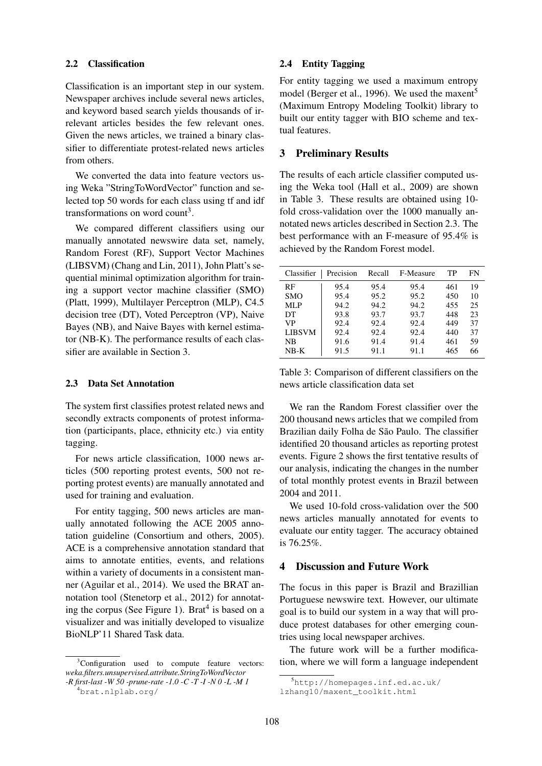### 2.2 Classification

Classification is an important step in our system. Newspaper archives include several news articles, and keyword based search yields thousands of irrelevant articles besides the few relevant ones. Given the news articles, we trained a binary classifier to differentiate protest-related news articles from others.

We converted the data into feature vectors using Weka "StringToWordVector" function and selected top 50 words for each class using tf and idf transformations on word count[3].

We compared different classifiers using our manually annotated newswire data set, namely, Random Forest (RF), Support Vector Machines (LIBSVM) (Chang and Lin, 2011), John Platt's sequential minimal optimization algorithm for training a support vector machine classifier (SMO) (Platt, 1999), Multilayer Perceptron (MLP), C4.5 decision tree (DT), Voted Perceptron (VP), Naive Bayes (NB), and Naive Bayes with kernel estimator (NB-K). The performance results of each classifier are available in Section 3.

### 2.3 Data Set Annotation

The system first classifies protest related news and secondly extracts components of protest information (participants, place, ethnicity etc.) via entity tagging.

For news article classification, 1000 news articles (500 reporting protest events, 500 not reporting protest events) are manually annotated and used for training and evaluation.

For entity tagging, 500 news articles are manually annotated following the ACE 2005 annotation guideline (Consortium and others, 2005). ACE is a comprehensive annotation standard that aims to annotate entities, events, and relations within a variety of documents in a consistent manner (Aguilar et al., 2014). We used the BRAT annotation tool (Stenetorp et al., 2012) for annotating the corpus (See Figure 1). Brat[4] is based on a visualizer and was initially developed to visualize BioNLP'11 Shared Task data.

[3]Configuration used to compute feature vectors: *weka.filters.unsupervised.attribute.StringToWordVector -R first-last -W 50 -prune-rate -1.0 -C -T -I -N 0 -L -M 1*

[4]brat.nlplab.org/

### 2.4 Entity Tagging

For entity tagging we used a maximum entropy model (Berger et al., 1996). We used the maxent[5] (Maximum Entropy Modeling Toolkit) library to built our entity tagger with BIO scheme and textual features.

## 3 Preliminary Results

The results of each article classifier computed using the Weka tool (Hall et al., 2009) are shown in Table 3. These results are obtained using 10-fold cross-validation over the 1000 manually annotated news articles described in Section 2.3. The best performance with an F-measure of 95.4% is achieved by the Random Forest model.

| Classifier | Precision | Recall | F-Measure | TP | FN |
|---|---|---|---|---|---|
| RF | 95.4 | 95.4 | 95.4 | 461 | 19 |
| SMO | 95.4 | 95.2 | 95.2 | 450 | 10 |
| MLP | 94.2 | 94.2 | 94.2 | 455 | 25 |
| DT | 93.8 | 93.7 | 93.7 | 448 | 23 |
| VP | 92.4 | 92.4 | 92.4 | 449 | 37 |
| LIBSVM | 92.4 | 92.4 | 92.4 | 440 | 37 |
| NB | 91.6 | 91.4 | 91.4 | 461 | 59 |
| NB-K | 91.5 | 91.1 | 91.1 | 465 | 66 |

Table 3: Comparison of different classifiers on the news article classification data set

We ran the Random Forest classifier over the 200 thousand news articles that we compiled from Brazilian daily Folha de São Paulo. The classifier identified 20 thousand articles as reporting protest events. Figure 2 shows the first tentative results of our analysis, indicating the changes in the number of total monthly protest events in Brazil between 2004 and 2011.

We used 10-fold cross-validation over the 500 news articles manually annotated for events to evaluate our entity tagger. The accuracy obtained is 76.25%.

## 4 Discussion and Future Work

The focus in this paper is Brazil and Brazillian Portuguese newswire text. However, our ultimate goal is to build our system in a way that will produce protest databases for other emerging countries using local newspaper archives.

The future work will be a further modification, where we will form a language independent

[5]http://homepages.inf.ed.ac.uk/lzhang10/maxent_toolkit.html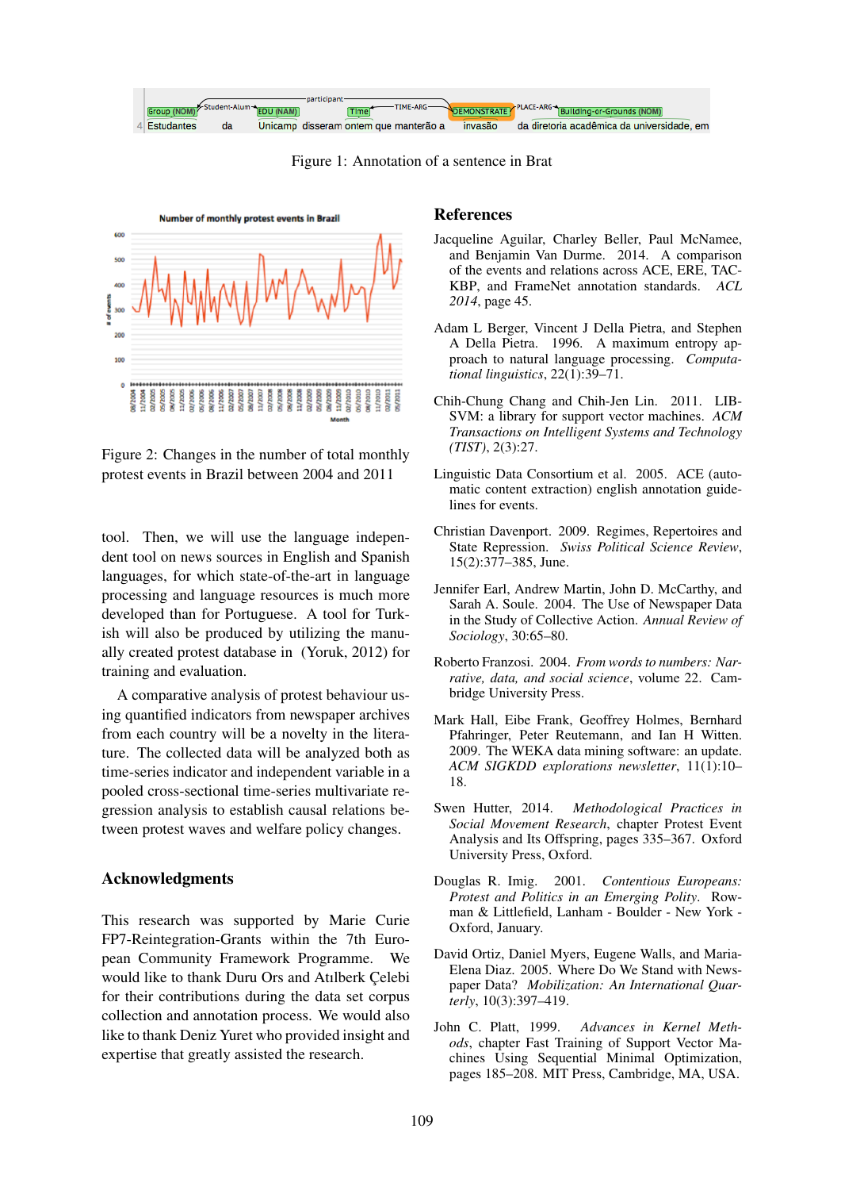Figure 1: Annotation of a sentence in Brat

Figure 2: Changes in the number of total monthly protest events in Brazil between 2004 and 2011

tool. Then, we will use the language independent tool on news sources in English and Spanish languages, for which state-of-the-art in language processing and language resources is much more developed than for Portuguese. A tool for Turkish will also be produced by utilizing the manually created protest database in (Yoruk, 2012) for training and evaluation.

A comparative analysis of protest behaviour using quantified indicators from newspaper archives from each country will be a novelty in the literature. The collected data will be analyzed both as time-series indicator and independent variable in a pooled cross-sectional time-series multivariate regression analysis to establish causal relations between protest waves and welfare policy changes.

## Acknowledgments

This research was supported by Marie Curie FP7-Reintegration-Grants within the 7th European Community Framework Programme. We would like to thank Duru Ors and Atılberk Çelebi for their contributions during the data set corpus collection and annotation process. We would also like to thank Deniz Yuret who provided insight and expertise that greatly assisted the research.

## References

Jacqueline Aguilar, Charley Beller, Paul McNamee, and Benjamin Van Durme. 2014. A comparison of the events and relations across ACE, ERE, TAC-KBP, and FrameNet annotation standards. *ACL 2014*, page 45.

Adam L Berger, Vincent J Della Pietra, and Stephen A Della Pietra. 1996. A maximum entropy approach to natural language processing. *Computational linguistics*, 22(1):39–71.

Chih-Chung Chang and Chih-Jen Lin. 2011. LIBSVM: a library for support vector machines. *ACM Transactions on Intelligent Systems and Technology (TIST)*, 2(3):27.

Linguistic Data Consortium et al. 2005. ACE (automatic content extraction) english annotation guidelines for events.

Christian Davenport. 2009. Regimes, Repertoires and State Repression. *Swiss Political Science Review*, 15(2):377–385, June.

Jennifer Earl, Andrew Martin, John D. McCarthy, and Sarah A. Soule. 2004. The Use of Newspaper Data in the Study of Collective Action. *Annual Review of Sociology*, 30:65–80.

Roberto Franzosi. 2004. *From words to numbers: Narrative, data, and social science*, volume 22. Cambridge University Press.

Mark Hall, Eibe Frank, Geoffrey Holmes, Bernhard Pfahringer, Peter Reutemann, and Ian H Witten. 2009. The WEKA data mining software: an update. *ACM SIGKDD explorations newsletter*, 11(1):10–18.

Swen Hutter, 2014. *Methodological Practices in Social Movement Research*, chapter Protest Event Analysis and Its Offspring, pages 335–367. Oxford University Press, Oxford.

Douglas R. Imig. 2001. *Contentious Europeans: Protest and Politics in an Emerging Polity*. Rowman & Littlefield, Lanham - Boulder - New York - Oxford, January.

David Ortiz, Daniel Myers, Eugene Walls, and Maria-Elena Diaz. 2005. Where Do We Stand with Newspaper Data? *Mobilization: An International Quarterly*, 10(3):397–419.

John C. Platt, 1999. *Advances in Kernel Methods*, chapter Fast Training of Support Vector Machines Using Sequential Minimal Optimization, pages 185–208. MIT Press, Cambridge, MA, USA.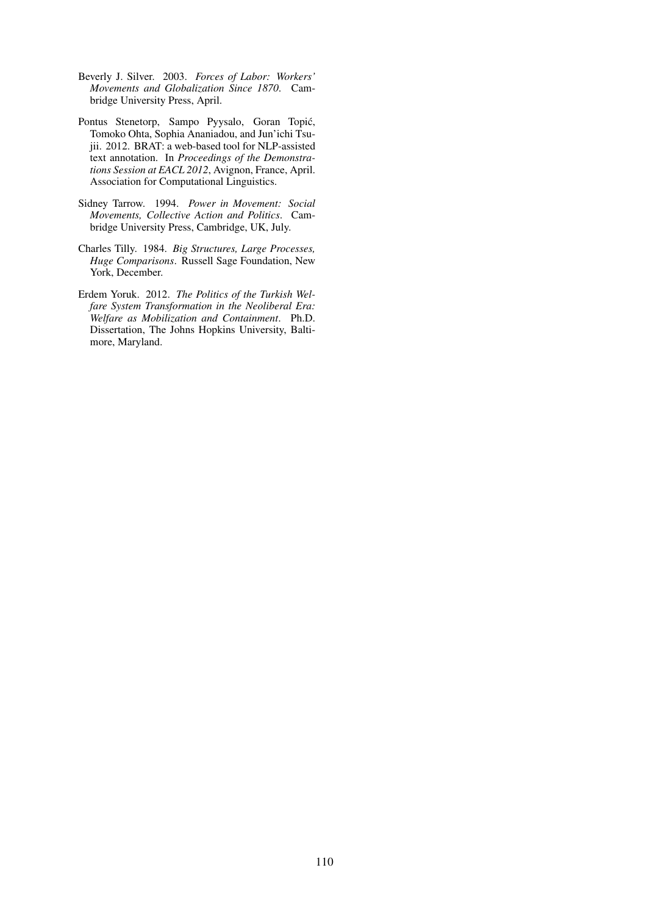Beverly J. Silver. 2003. *Forces of Labor: Workers' Movements and Globalization Since 1870*. Cambridge University Press, April.

Pontus Stenetorp, Sampo Pyysalo, Goran Topić, Tomoko Ohta, Sophia Ananiadou, and Jun'ichi Tsujii. 2012. BRAT: a web-based tool for NLP-assisted text annotation. In *Proceedings of the Demonstrations Session at EACL 2012*, Avignon, France, April. Association for Computational Linguistics.

Sidney Tarrow. 1994. *Power in Movement: Social Movements, Collective Action and Politics*. Cambridge University Press, Cambridge, UK, July.

Charles Tilly. 1984. *Big Structures, Large Processes, Huge Comparisons*. Russell Sage Foundation, New York, December.

Erdem Yoruk. 2012. *The Politics of the Turkish Welfare System Transformation in the Neoliberal Era: Welfare as Mobilization and Containment*. Ph.D. Dissertation, The Johns Hopkins University, Baltimore, Maryland.